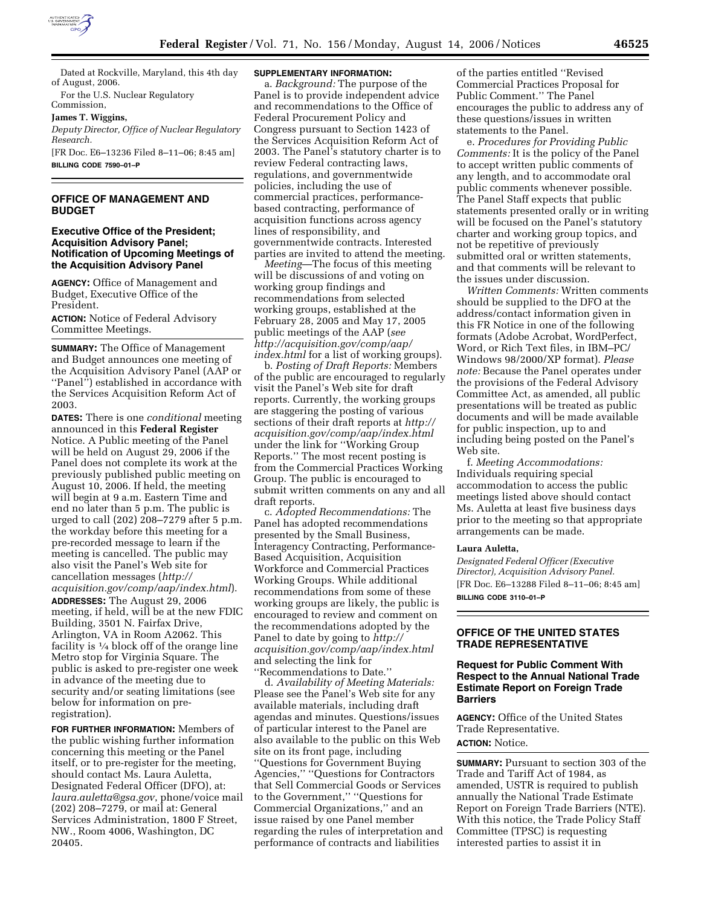Dated at Rockville, Maryland, this 4th day of August, 2006.

For the U.S. Nuclear Regulatory Commission,

**James T. Wiggins,**

*Deputy Director, Office of Nuclear Regulatory Research.*

[FR Doc. E6–13236 Filed 8–11–06; 8:45 am]

**BILLING CODE 7590–01–P**

## OFFICE OF MANAGEMENT AND BUDGET

### Executive Office of the President; Acquisition Advisory Panel; Notification of Upcoming Meetings of the Acquisition Advisory Panel

**AGENCY:** Office of Management and Budget, Executive Office of the President.

**ACTION:** Notice of Federal Advisory Committee Meetings.

**SUMMARY:** The Office of Management and Budget announces one meeting of the Acquisition Advisory Panel (AAP or ''Panel'') established in accordance with the Services Acquisition Reform Act of 2003.

**DATES:** There is one *conditional* meeting announced in this **Federal Register** Notice. A Public meeting of the Panel will be held on August 29, 2006 if the Panel does not complete its work at the previously published public meeting on August 10, 2006. If held, the meeting will begin at 9 a.m. Eastern Time and end no later than 5 p.m. The public is urged to call (202) 208–7279 after 5 p.m. the workday before this meeting for a pre-recorded message to learn if the meeting is cancelled. The public may also visit the Panel's Web site for cancellation messages (*http://acquisition.gov/comp/aap/index.html*).

**ADDRESSES:** The August 29, 2006 meeting, if held, will be at the new FDIC Building, 3501 N. Fairfax Drive, Arlington, VA in Room A2062. This facility is ¼ block off of the orange line Metro stop for Virginia Square. The public is asked to pre-register one week in advance of the meeting due to security and/or seating limitations (see below for information on pre-registration).

**FOR FURTHER INFORMATION:** Members of the public wishing further information concerning this meeting or the Panel itself, or to pre-register for the meeting, should contact Ms. Laura Auletta, Designated Federal Officer (DFO), at: *laura.auletta@gsa.gov*, phone/voice mail (202) 208–7279, or mail at: General Services Administration, 1800 F Street, NW., Room 4006, Washington, DC 20405.

**SUPPLEMENTARY INFORMATION:**

a. *Background:* The purpose of the Panel is to provide independent advice and recommendations to the Office of Federal Procurement Policy and Congress pursuant to Section 1423 of the Services Acquisition Reform Act of 2003. The Panel's statutory charter is to review Federal contracting laws, regulations, and governmentwide policies, including the use of commercial practices, performance-based contracting, performance of acquisition functions across agency lines of responsibility, and governmentwide contracts. Interested parties are invited to attend the meeting.

*Meeting*—The focus of this meeting will be discussions of and voting on working group findings and recommendations from selected working groups, established at the February 28, 2005 and May 17, 2005 public meetings of the AAP (*see http://acquisition.gov/comp/aap/index.html* for a list of working groups).

b. *Posting of Draft Reports:* Members of the public are encouraged to regularly visit the Panel's Web site for draft reports. Currently, the working groups are staggering the posting of various sections of their draft reports at *http://acquisition.gov/comp/aap/index.html* under the link for ''Working Group Reports.'' The most recent posting is from the Commercial Practices Working Group. The public is encouraged to submit written comments on any and all draft reports.

c. *Adopted Recommendations:* The Panel has adopted recommendations presented by the Small Business, Interagency Contracting, Performance-Based Acquisition, Acquisition Workforce and Commercial Practices Working Groups. While additional recommendations from some of these working groups are likely, the public is encouraged to review and comment on the recommendations adopted by the Panel to date by going to *http://acquisition.gov/comp/aap/index.html* and selecting the link for ''Recommendations to Date.''

d. *Availability of Meeting Materials:* Please see the Panel's Web site for any available materials, including draft agendas and minutes. Questions/issues of particular interest to the Panel are also available to the public on this Web site on its front page, including ''Questions for Government Buying Agencies,'' ''Questions for Contractors that Sell Commercial Goods or Services to the Government,'' ''Questions for Commercial Organizations,'' and an issue raised by one Panel member regarding the rules of interpretation and performance of contracts and liabilities of the parties entitled ''Revised Commercial Practices Proposal for Public Comment.'' The Panel encourages the public to address any of these questions/issues in written statements to the Panel.

e. *Procedures for Providing Public Comments:* It is the policy of the Panel to accept written public comments of any length, and to accommodate oral public comments whenever possible. The Panel Staff expects that public statements presented orally or in writing will be focused on the Panel's statutory charter and working group topics, and not be repetitive of previously submitted oral or written statements, and that comments will be relevant to the issues under discussion.

*Written Comments:* Written comments should be supplied to the DFO at the address/contact information given in this FR Notice in one of the following formats (Adobe Acrobat, WordPerfect, Word, or Rich Text files, in IBM–PC/Windows 98/2000/XP format). *Please note:* Because the Panel operates under the provisions of the Federal Advisory Committee Act, as amended, all public presentations will be treated as public documents and will be made available for public inspection, up to and including being posted on the Panel's Web site.

f. *Meeting Accommodations:* Individuals requiring special accommodation to access the public meetings listed above should contact Ms. Auletta at least five business days prior to the meeting so that appropriate arrangements can be made.

**Laura Auletta,**

*Designated Federal Officer (Executive Director), Acquisition Advisory Panel.*

[FR Doc. E6–13288 Filed 8–11–06; 8:45 am]

**BILLING CODE 3110–01–P**

## OFFICE OF THE UNITED STATES TRADE REPRESENTATIVE

### Request for Public Comment With Respect to the Annual National Trade Estimate Report on Foreign Trade Barriers

**AGENCY:** Office of the United States Trade Representative.

**ACTION:** Notice.

**SUMMARY:** Pursuant to section 303 of the Trade and Tariff Act of 1984, as amended, USTR is required to publish annually the National Trade Estimate Report on Foreign Trade Barriers (NTE). With this notice, the Trade Policy Staff Committee (TPSC) is requesting interested parties to assist it in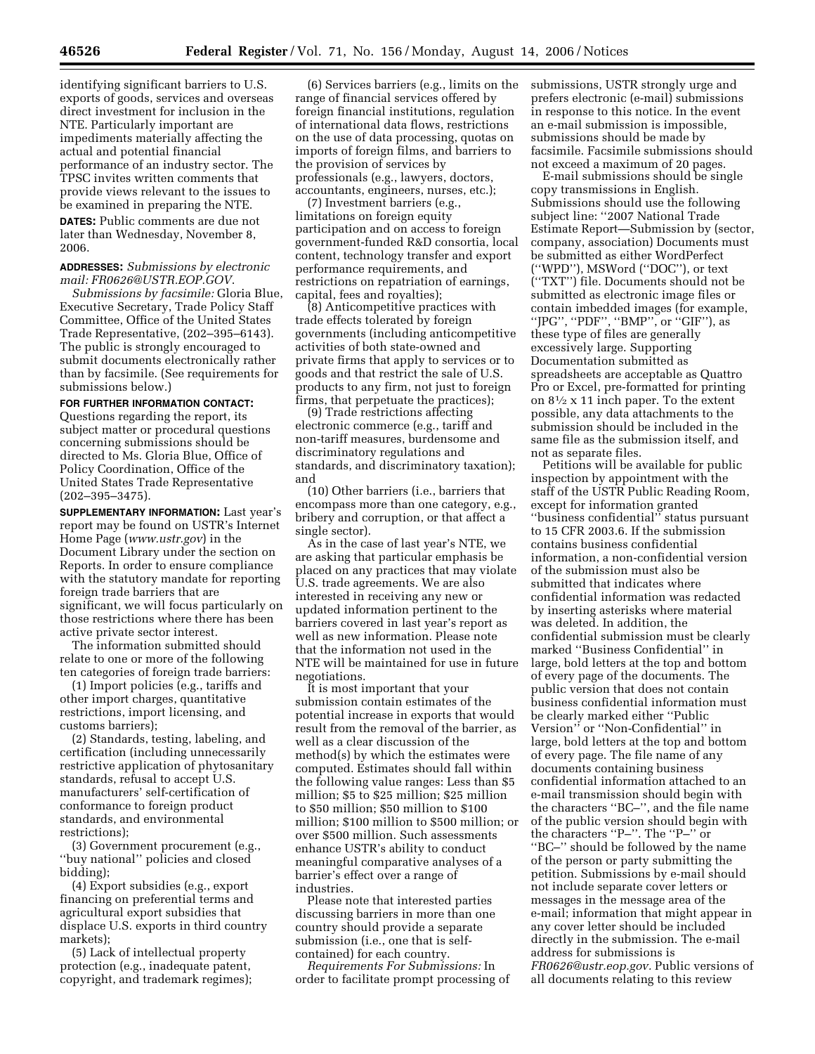identifying significant barriers to U.S. exports of goods, services and overseas direct investment for inclusion in the NTE. Particularly important are impediments materially affecting the actual and potential financial performance of an industry sector. The TPSC invites written comments that provide views relevant to the issues to be examined in preparing the NTE.

**DATES:** Public comments are due not later than Wednesday, November 8, 2006.

**ADDRESSES:** *Submissions by electronic mail: FR0626@USTR.EOP.GOV.*

*Submissions by facsimile:* Gloria Blue, Executive Secretary, Trade Policy Staff Committee, Office of the United States Trade Representative, (202–395–6143). The public is strongly encouraged to submit documents electronically rather than by facsimile. (See requirements for submissions below.)

**FOR FURTHER INFORMATION CONTACT:** Questions regarding the report, its subject matter or procedural questions concerning submissions should be directed to Ms. Gloria Blue, Office of Policy Coordination, Office of the United States Trade Representative (202–395–3475).

**SUPPLEMENTARY INFORMATION:** Last year's report may be found on USTR's Internet Home Page (*www.ustr.gov*) in the Document Library under the section on Reports. In order to ensure compliance with the statutory mandate for reporting foreign trade barriers that are significant, we will focus particularly on those restrictions where there has been active private sector interest.

The information submitted should relate to one or more of the following ten categories of foreign trade barriers:

(1) Import policies (e.g., tariffs and other import charges, quantitative restrictions, import licensing, and customs barriers);

(2) Standards, testing, labeling, and certification (including unnecessarily restrictive application of phytosanitary standards, refusal to accept U.S. manufacturers' self-certification of conformance to foreign product standards, and environmental restrictions);

(3) Government procurement (e.g., ''buy national'' policies and closed bidding);

(4) Export subsidies (e.g., export financing on preferential terms and agricultural export subsidies that displace U.S. exports in third country markets);

(5) Lack of intellectual property protection (e.g., inadequate patent, copyright, and trademark regimes);

(6) Services barriers (e.g., limits on the range of financial services offered by foreign financial institutions, regulation of international data flows, restrictions on the use of data processing, quotas on imports of foreign films, and barriers to the provision of services by professionals (e.g., lawyers, doctors, accountants, engineers, nurses, etc.);

(7) Investment barriers (e.g., limitations on foreign equity participation and on access to foreign government-funded R&D consortia, local content, technology transfer and export performance requirements, and restrictions on repatriation of earnings, capital, fees and royalties);

(8) Anticompetitive practices with trade effects tolerated by foreign governments (including anticompetitive activities of both state-owned and private firms that apply to services or to goods and that restrict the sale of U.S. products to any firm, not just to foreign firms, that perpetuate the practices);

(9) Trade restrictions affecting electronic commerce (e.g., tariff and non-tariff measures, burdensome and discriminatory regulations and standards, and discriminatory taxation); and

(10) Other barriers (i.e., barriers that encompass more than one category, e.g., bribery and corruption, or that affect a single sector).

As in the case of last year's NTE, we are asking that particular emphasis be placed on any practices that may violate U.S. trade agreements. We are also interested in receiving any new or updated information pertinent to the barriers covered in last year's report as well as new information. Please note that the information not used in the NTE will be maintained for use in future negotiations.

It is most important that your submission contain estimates of the potential increase in exports that would result from the removal of the barrier, as well as a clear discussion of the method(s) by which the estimates were computed. Estimates should fall within the following value ranges: Less than $5 million; $5 to $25 million; $25 million to $50 million; $50 million to $100 million; $100 million to $500 million; or over $500 million. Such assessments enhance USTR's ability to conduct meaningful comparative analyses of a barrier's effect over a range of industries.

Please note that interested parties discussing barriers in more than one country should provide a separate submission (i.e., one that is self-contained) for each country.

*Requirements For Submissions:* In order to facilitate prompt processing of submissions, USTR strongly urge and prefers electronic (e-mail) submissions in response to this notice. In the event an e-mail submission is impossible, submissions should be made by facsimile. Facsimile submissions should not exceed a maximum of 20 pages.

E-mail submissions should be single copy transmissions in English. Submissions should use the following subject line: ''2007 National Trade Estimate Report—Submission by (sector, company, association) Documents must be submitted as either WordPerfect (''WPD''), MSWord (''DOC''), or text (''TXT'') file. Documents should not be submitted as electronic image files or contain imbedded images (for example, ''JPG'', ''PDF'', ''BMP'', or ''GIF''), as these type of files are generally excessively large. Supporting Documentation submitted as spreadsheets are acceptable as Quattro Pro or Excel, pre-formatted for printing on 8½ x 11 inch paper. To the extent possible, any data attachments to the submission should be included in the same file as the submission itself, and not as separate files.

Petitions will be available for public inspection by appointment with the staff of the USTR Public Reading Room, except for information granted ''business confidential'' status pursuant to 15 CFR 2003.6. If the submission contains business confidential information, a non-confidential version of the submission must also be submitted that indicates where confidential information was redacted by inserting asterisks where material was deleted. In addition, the confidential submission must be clearly marked ''Business Confidential'' in large, bold letters at the top and bottom of every page of the documents. The public version that does not contain business confidential information must be clearly marked either ''Public Version'' or ''Non-Confidential'' in large, bold letters at the top and bottom of every page. The file name of any documents containing business confidential information attached to an e-mail transmission should begin with the characters ''BC–'', and the file name of the public version should begin with the characters ''P–''. The ''P–'' or ''BC–'' should be followed by the name of the person or party submitting the petition. Submissions by e-mail should not include separate cover letters or messages in the message area of the e-mail; information that might appear in any cover letter should be included directly in the submission. The e-mail address for submissions is *FR0626@ustr.eop.gov.* Public versions of all documents relating to this review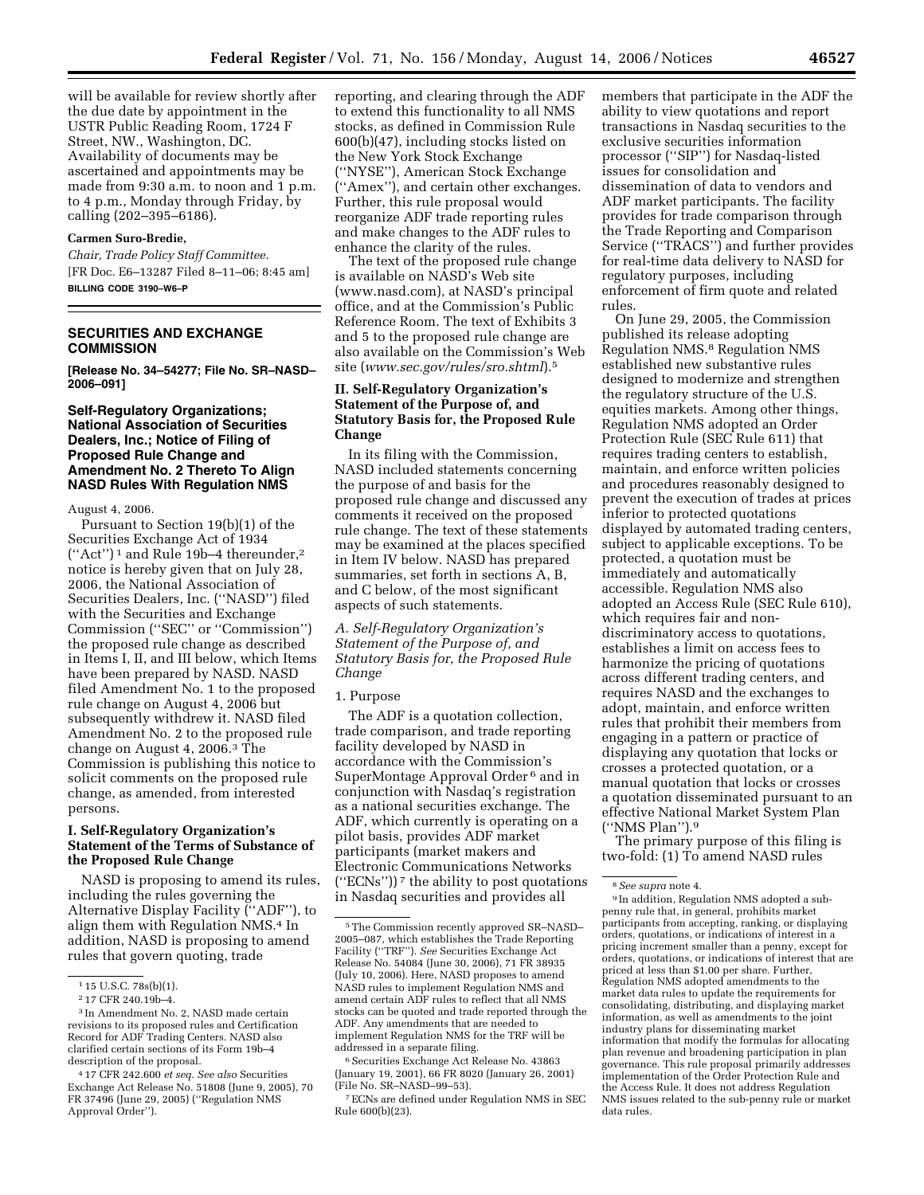will be available for review shortly after the due date by appointment in the USTR Public Reading Room, 1724 F Street, NW., Washington, DC. Availability of documents may be ascertained and appointments may be made from 9:30 a.m. to noon and 1 p.m. to 4 p.m., Monday through Friday, by calling (202–395–6186).

**Carmen Suro-Bredie,**

*Chair, Trade Policy Staff Committee.*

[FR Doc. E6–13287 Filed 8–11–06; 8:45 am]

**BILLING CODE 3190–W6–P**

## SECURITIES AND EXCHANGE COMMISSION

**[Release No. 34–54277; File No. SR–NASD–2006–091]**

### Self-Regulatory Organizations; National Association of Securities Dealers, Inc.; Notice of Filing of Proposed Rule Change and Amendment No. 2 Thereto To Align NASD Rules With Regulation NMS

August 4, 2006.

Pursuant to Section 19(b)(1) of the Securities Exchange Act of 1934 (''Act'')[1] and Rule 19b–4 thereunder,[2] notice is hereby given that on July 28, 2006, the National Association of Securities Dealers, Inc. (''NASD'') filed with the Securities and Exchange Commission (''SEC'' or ''Commission'') the proposed rule change as described in Items I, II, and III below, which Items have been prepared by NASD. NASD filed Amendment No. 1 to the proposed rule change on August 4, 2006 but subsequently withdrew it. NASD filed Amendment No. 2 to the proposed rule change on August 4, 2006.[3] The Commission is publishing this notice to solicit comments on the proposed rule change, as amended, from interested persons.

### I. Self-Regulatory Organization's Statement of the Terms of Substance of the Proposed Rule Change

NASD is proposing to amend its rules, including the rules governing the Alternative Display Facility (''ADF''), to align them with Regulation NMS.[4] In addition, NASD is proposing to amend rules that govern quoting, trade reporting, and clearing through the ADF to extend this functionality to all NMS stocks, as defined in Commission Rule 600(b)(47), including stocks listed on the New York Stock Exchange (''NYSE''), American Stock Exchange (''Amex''), and certain other exchanges. Further, this rule proposal would reorganize ADF trade reporting rules and make changes to the ADF rules to enhance the clarity of the rules.

The text of the proposed rule change is available on NASD's Web site (www.nasd.com), at NASD's principal office, and at the Commission's Public Reference Room. The text of Exhibits 3 and 5 to the proposed rule change are also available on the Commission's Web site (*www.sec.gov/rules/sro.shtml*).[5]

### II. Self-Regulatory Organization's Statement of the Purpose of, and Statutory Basis for, the Proposed Rule Change

In its filing with the Commission, NASD included statements concerning the purpose of and basis for the proposed rule change and discussed any comments it received on the proposed rule change. The text of these statements may be examined at the places specified in Item IV below. NASD has prepared summaries, set forth in sections A, B, and C below, of the most significant aspects of such statements.

*A. Self-Regulatory Organization's Statement of the Purpose of, and Statutory Basis for, the Proposed Rule Change*

1. Purpose

The ADF is a quotation collection, trade comparison, and trade reporting facility developed by NASD in accordance with the Commission's SuperMontage Approval Order[6] and in conjunction with Nasdaq's registration as a national securities exchange. The ADF, which currently is operating on a pilot basis, provides ADF market participants (market makers and Electronic Communications Networks (''ECNs''))[7] the ability to post quotations in Nasdaq securities and provides all members that participate in the ADF the ability to view quotations and report transactions in Nasdaq securities to the exclusive securities information processor (''SIP'') for Nasdaq-listed issues for consolidation and dissemination of data to vendors and ADF market participants. The facility provides for trade comparison through the Trade Reporting and Comparison Service (''TRACS'') and further provides for real-time data delivery to NASD for regulatory purposes, including enforcement of firm quote and related rules.

On June 29, 2005, the Commission published its release adopting Regulation NMS.[8] Regulation NMS established new substantive rules designed to modernize and strengthen the regulatory structure of the U.S. equities markets. Among other things, Regulation NMS adopted an Order Protection Rule (SEC Rule 611) that requires trading centers to establish, maintain, and enforce written policies and procedures reasonably designed to prevent the execution of trades at prices inferior to protected quotations displayed by automated trading centers, subject to applicable exceptions. To be protected, a quotation must be immediately and automatically accessible. Regulation NMS also adopted an Access Rule (SEC Rule 610), which requires fair and non-discriminatory access to quotations, establishes a limit on access fees to harmonize the pricing of quotations across different trading centers, and requires NASD and the exchanges to adopt, maintain, and enforce written rules that prohibit their members from engaging in a pattern or practice of displaying any quotation that locks or crosses a protected quotation, or a manual quotation that locks or crosses a quotation disseminated pursuant to an effective National Market System Plan (''NMS Plan'').[9]

The primary purpose of this filing is two-fold: (1) To amend NASD rules

---

[1] 15 U.S.C. 78s(b)(1).

[2] 17 CFR 240.19b–4.

[3] In Amendment No. 2, NASD made certain revisions to its proposed rules and Certification Record for ADF Trading Centers. NASD also clarified certain sections of its Form 19b–4 description of the proposal.

[4] 17 CFR 242.600 *et seq. See also* Securities Exchange Act Release No. 51808 (June 9, 2005), 70 FR 37496 (June 29, 2005) (''Regulation NMS Approval Order'').

[5] The Commission recently approved SR–NASD–2005–087, which establishes the Trade Reporting Facility (''TRF''). *See* Securities Exchange Act Release No. 54084 (June 30, 2006), 71 FR 38935 (July 10, 2006). Here, NASD proposes to amend NASD rules to implement Regulation NMS and amend certain ADF rules to reflect that all NMS stocks can be quoted and trade reported through the ADF. Any amendments that are needed to implement Regulation NMS for the TRF will be addressed in a separate filing.

[6] Securities Exchange Act Release No. 43863 (January 19, 2001), 66 FR 8020 (January 26, 2001) (File No. SR–NASD–99–53).

[7] ECNs are defined under Regulation NMS in SEC Rule 600(b)(23).

[8] *See supra* note 4.

[9] In addition, Regulation NMS adopted a sub-penny rule that, in general, prohibits market participants from accepting, ranking, or displaying orders, quotations, or indications of interest in a pricing increment smaller than a penny, except for orders, quotations, or indications of interest that are priced at less than $1.00 per share. Further, Regulation NMS adopted amendments to the market data rules to update the requirements for consolidating, distributing, and displaying market information, as well as amendments to the joint industry plans for disseminating market information that modify the formulas for allocating plan revenue and broadening participation in plan governance. This rule proposal primarily addresses implementation of the Order Protection Rule and the Access Rule. It does not address Regulation NMS issues related to the sub-penny rule or market data rules.